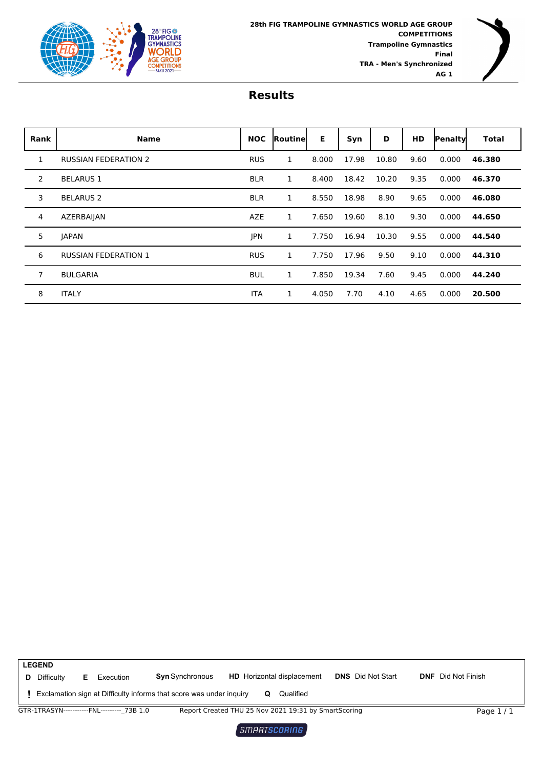**28th FIG TRAMPOLINE GYMNASTICS WORLD AGE GROUP COMPETITIONS**
**Trampoline Gymnastics**
**Final**
**TRA - Men's Synchronized**
**AG 1**

# Results

| Rank | Name | NOC | Routine | E | Syn | D | HD | Penalty | Total |
|---|---|---|---|---|---|---|---|---|---|
| 1 | RUSSIAN FEDERATION 2 | RUS | 1 | 8.000 | 17.98 | 10.80 | 9.60 | 0.000 | **46.380** |
| 2 | BELARUS 1 | BLR | 1 | 8.400 | 18.42 | 10.20 | 9.35 | 0.000 | **46.370** |
| 3 | BELARUS 2 | BLR | 1 | 8.550 | 18.98 | 8.90 | 9.65 | 0.000 | **46.080** |
| 4 | AZERBAIJAN | AZE | 1 | 7.650 | 19.60 | 8.10 | 9.30 | 0.000 | **44.650** |
| 5 | JAPAN | JPN | 1 | 7.750 | 16.94 | 10.30 | 9.55 | 0.000 | **44.540** |
| 6 | RUSSIAN FEDERATION 1 | RUS | 1 | 7.750 | 17.96 | 9.50 | 9.10 | 0.000 | **44.310** |
| 7 | BULGARIA | BUL | 1 | 7.850 | 19.34 | 7.60 | 9.45 | 0.000 | **44.240** |
| 8 | ITALY | ITA | 1 | 4.050 | 7.70 | 4.10 | 4.65 | 0.000 | **20.500** |

**LEGEND**

**D** Difficulty **E** Execution **Syn** Synchronous **HD** Horizontal displacement **DNS** Did Not Start **DNF** Did Not Finish

**!** Exclamation sign at Difficulty informs that score was under inquiry **Q** Qualified

GTR-1TRASYN-----------FNL---------_73B 1.0 Report Created THU 25 Nov 2021 19:31 by SmartScoring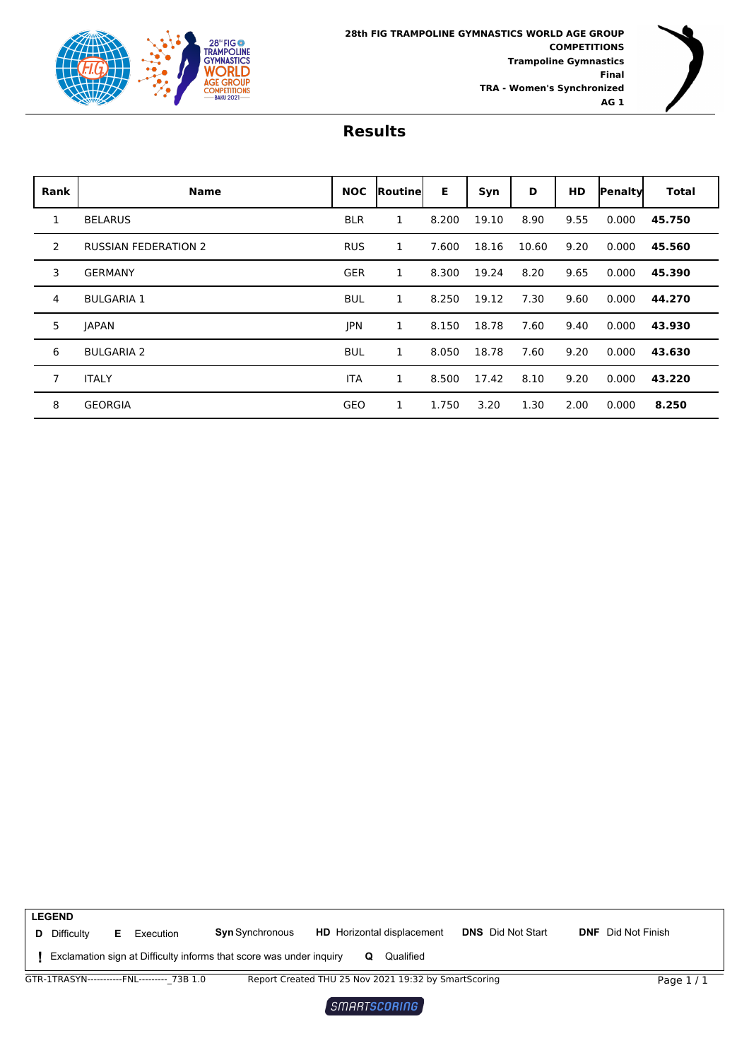28th FIG TRAMPOLINE GYMNASTICS WORLD AGE GROUP COMPETITIONS
Trampoline Gymnastics
Final
TRA - Women's Synchronized
AG 1

# Results

| Rank | Name | NOC | Routine | E | Syn | D | HD | Penalty | Total |
|---|---|---|---|---|---|---|---|---|---|
| 1 | BELARUS | BLR | 1 | 8.200 | 19.10 | 8.90 | 9.55 | 0.000 | **45.750** |
| 2 | RUSSIAN FEDERATION 2 | RUS | 1 | 7.600 | 18.16 | 10.60 | 9.20 | 0.000 | **45.560** |
| 3 | GERMANY | GER | 1 | 8.300 | 19.24 | 8.20 | 9.65 | 0.000 | **45.390** |
| 4 | BULGARIA 1 | BUL | 1 | 8.250 | 19.12 | 7.30 | 9.60 | 0.000 | **44.270** |
| 5 | JAPAN | JPN | 1 | 8.150 | 18.78 | 7.60 | 9.40 | 0.000 | **43.930** |
| 6 | BULGARIA 2 | BUL | 1 | 8.050 | 18.78 | 7.60 | 9.20 | 0.000 | **43.630** |
| 7 | ITALY | ITA | 1 | 8.500 | 17.42 | 8.10 | 9.20 | 0.000 | **43.220** |
| 8 | GEORGIA | GEO | 1 | 1.750 | 3.20 | 1.30 | 2.00 | 0.000 | **8.250** |

**LEGEND**

**D** Difficulty **E** Execution **Syn** Synchronous **HD** Horizontal displacement **DNS** Did Not Start **DNF** Did Not Finish

**!** Exclamation sign at Difficulty informs that score was under inquiry **Q** Qualified

GTR-1TRASYN-----------FNL---------_73B 1.0 Report Created THU 25 Nov 2021 19:32 by SmartScoring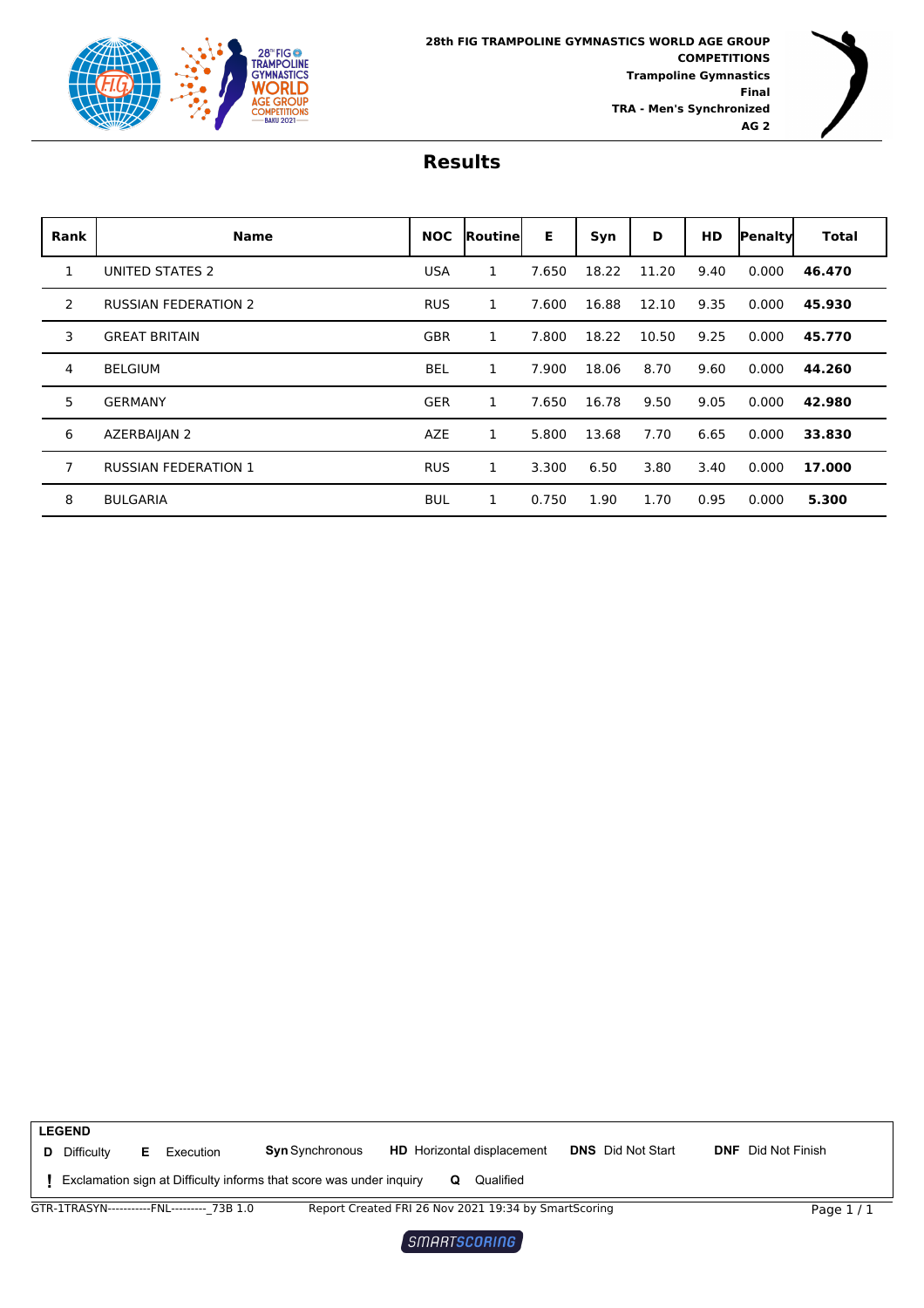**28th FIG TRAMPOLINE GYMNASTICS WORLD AGE GROUP COMPETITIONS**
**Trampoline Gymnastics**
**Final**
**TRA - Men's Synchronized**
**AG 2**

# Results

| Rank | Name | NOC | Routine | E | Syn | D | HD | Penalty | Total |
|---|---|---|---|---|---|---|---|---|---|
| 1 | UNITED STATES 2 | USA | 1 | 7.650 | 18.22 | 11.20 | 9.40 | 0.000 | **46.470** |
| 2 | RUSSIAN FEDERATION 2 | RUS | 1 | 7.600 | 16.88 | 12.10 | 9.35 | 0.000 | **45.930** |
| 3 | GREAT BRITAIN | GBR | 1 | 7.800 | 18.22 | 10.50 | 9.25 | 0.000 | **45.770** |
| 4 | BELGIUM | BEL | 1 | 7.900 | 18.06 | 8.70 | 9.60 | 0.000 | **44.260** |
| 5 | GERMANY | GER | 1 | 7.650 | 16.78 | 9.50 | 9.05 | 0.000 | **42.980** |
| 6 | AZERBAIJAN 2 | AZE | 1 | 5.800 | 13.68 | 7.70 | 6.65 | 0.000 | **33.830** |
| 7 | RUSSIAN FEDERATION 1 | RUS | 1 | 3.300 | 6.50 | 3.80 | 3.40 | 0.000 | **17.000** |
| 8 | BULGARIA | BUL | 1 | 0.750 | 1.90 | 1.70 | 0.95 | 0.000 | **5.300** |

**LEGEND**

**D** Difficulty **E** Execution **Syn** Synchronous **HD** Horizontal displacement **DNS** Did Not Start **DNF** Did Not Finish

**!** Exclamation sign at Difficulty informs that score was under inquiry **Q** Qualified

GTR-1TRASYN-----------FNL---------_73B 1.0 Report Created FRI 26 Nov 2021 19:34 by SmartScoring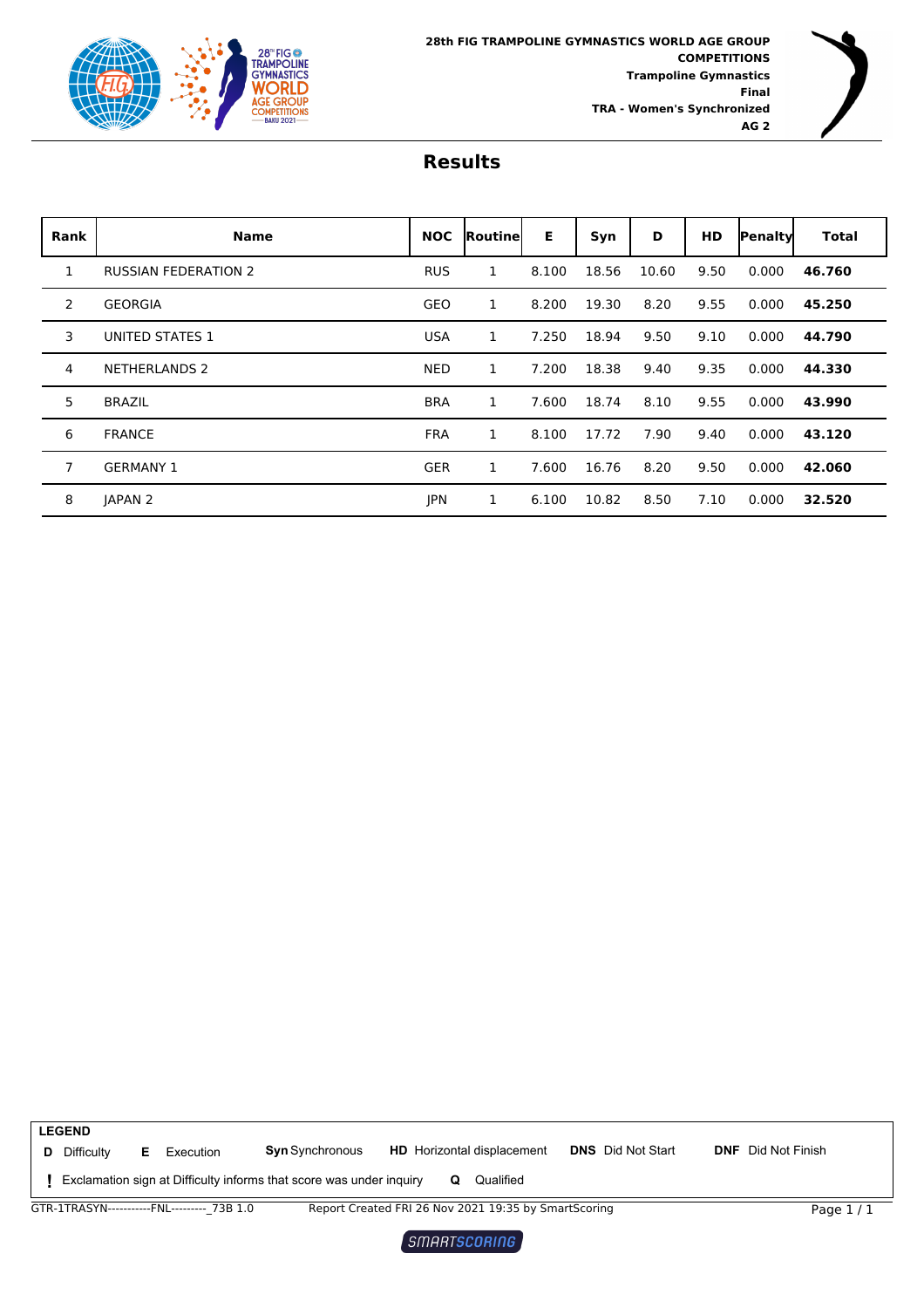**28th FIG TRAMPOLINE GYMNASTICS WORLD AGE GROUP COMPETITIONS**
**Trampoline Gymnastics**
**Final**
**TRA - Women's Synchronized**
**AG 2**

# Results

| Rank | Name | NOC | Routine | E | Syn | D | HD | Penalty | Total |
|---|---|---|---|---|---|---|---|---|---|
| 1 | RUSSIAN FEDERATION 2 | RUS | 1 | 8.100 | 18.56 | 10.60 | 9.50 | 0.000 | **46.760** |
| 2 | GEORGIA | GEO | 1 | 8.200 | 19.30 | 8.20 | 9.55 | 0.000 | **45.250** |
| 3 | UNITED STATES 1 | USA | 1 | 7.250 | 18.94 | 9.50 | 9.10 | 0.000 | **44.790** |
| 4 | NETHERLANDS 2 | NED | 1 | 7.200 | 18.38 | 9.40 | 9.35 | 0.000 | **44.330** |
| 5 | BRAZIL | BRA | 1 | 7.600 | 18.74 | 8.10 | 9.55 | 0.000 | **43.990** |
| 6 | FRANCE | FRA | 1 | 8.100 | 17.72 | 7.90 | 9.40 | 0.000 | **43.120** |
| 7 | GERMANY 1 | GER | 1 | 7.600 | 16.76 | 8.20 | 9.50 | 0.000 | **42.060** |
| 8 | JAPAN 2 | JPN | 1 | 6.100 | 10.82 | 8.50 | 7.10 | 0.000 | **32.520** |

**LEGEND**

**D** Difficulty **E** Execution **Syn** Synchronous **HD** Horizontal displacement **DNS** Did Not Start **DNF** Did Not Finish

**!** Exclamation sign at Difficulty informs that score was under inquiry **Q** Qualified

GTR-1TRASYN-----------FNL---------_73B 1.0 Report Created FRI 26 Nov 2021 19:35 by SmartScoring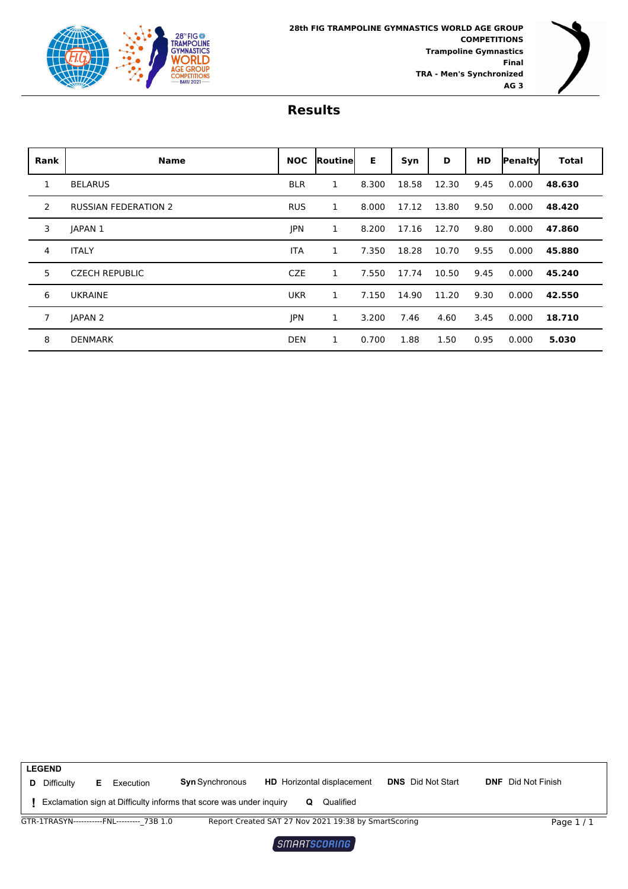28th FIG TRAMPOLINE GYMNASTICS WORLD AGE GROUP COMPETITIONS
**Trampoline Gymnastics**
**Final**
**TRA - Men's Synchronized**
**AG 3**

# Results

| Rank | Name | NOC | Routine | E | Syn | D | HD | Penalty | Total |
|---|---|---|---|---|---|---|---|---|---|
| 1 | BELARUS | BLR | 1 | 8.300 | 18.58 | 12.30 | 9.45 | 0.000 | **48.630** |
| 2 | RUSSIAN FEDERATION 2 | RUS | 1 | 8.000 | 17.12 | 13.80 | 9.50 | 0.000 | **48.420** |
| 3 | JAPAN 1 | JPN | 1 | 8.200 | 17.16 | 12.70 | 9.80 | 0.000 | **47.860** |
| 4 | ITALY | ITA | 1 | 7.350 | 18.28 | 10.70 | 9.55 | 0.000 | **45.880** |
| 5 | CZECH REPUBLIC | CZE | 1 | 7.550 | 17.74 | 10.50 | 9.45 | 0.000 | **45.240** |
| 6 | UKRAINE | UKR | 1 | 7.150 | 14.90 | 11.20 | 9.30 | 0.000 | **42.550** |
| 7 | JAPAN 2 | JPN | 1 | 3.200 | 7.46 | 4.60 | 3.45 | 0.000 | **18.710** |
| 8 | DENMARK | DEN | 1 | 0.700 | 1.88 | 1.50 | 0.95 | 0.000 | **5.030** |

**LEGEND**

**D** Difficulty **E** Execution **Syn** Synchronous **HD** Horizontal displacement **DNS** Did Not Start **DNF** Did Not Finish

**!** Exclamation sign at Difficulty informs that score was under inquiry **Q** Qualified

GTR-1TRASYN-----------FNL---------_73B 1.0 Report Created SAT 27 Nov 2021 19:38 by SmartScoring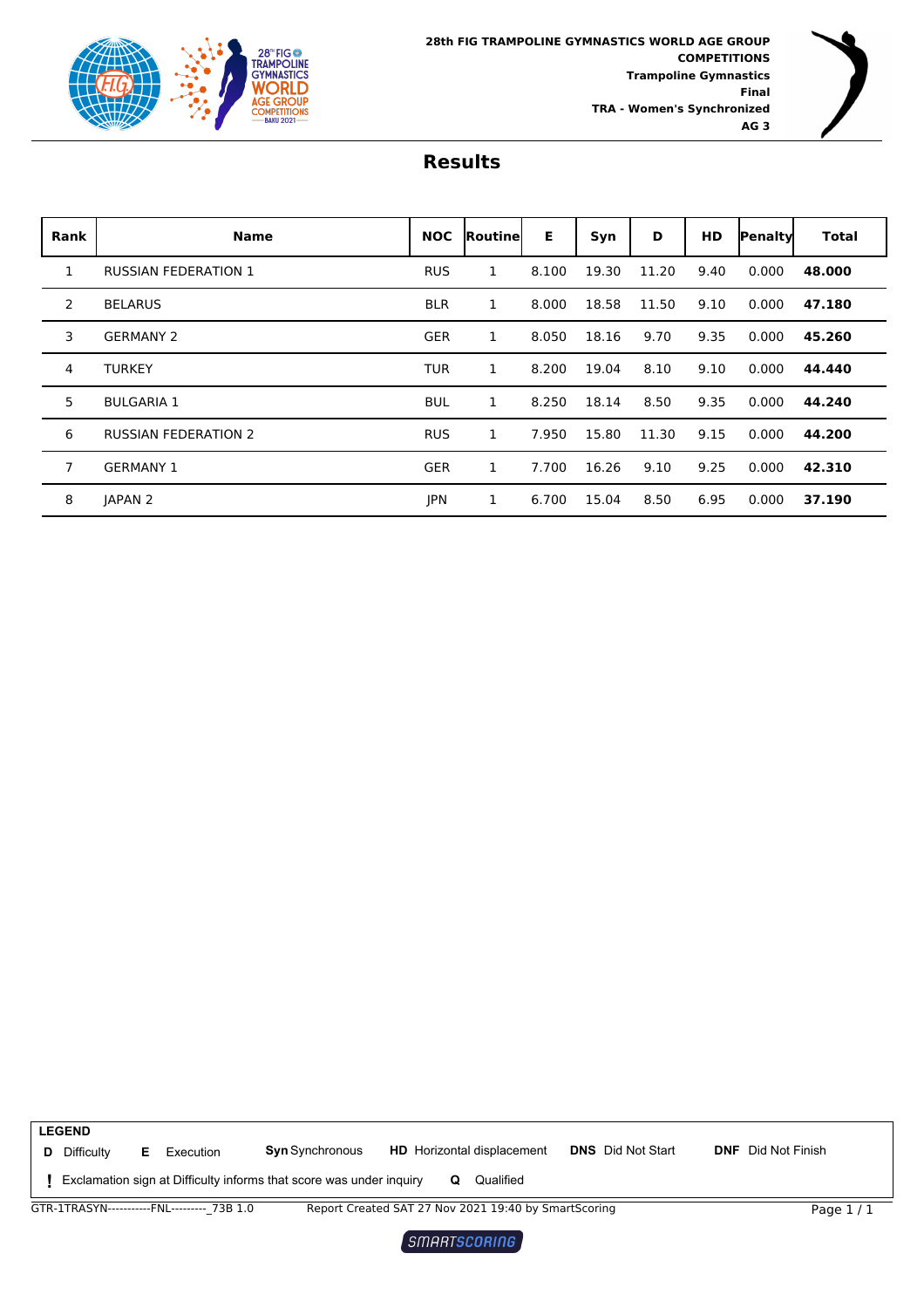28th FIG TRAMPOLINE GYMNASTICS WORLD AGE GROUP COMPETITIONS
Trampoline Gymnastics
Final
TRA - Women's Synchronized
AG 3

# Results

| Rank | Name | NOC | Routine | E | Syn | D | HD | Penalty | Total |
|---|---|---|---|---|---|---|---|---|---|
| 1 | RUSSIAN FEDERATION 1 | RUS | 1 | 8.100 | 19.30 | 11.20 | 9.40 | 0.000 | **48.000** |
| 2 | BELARUS | BLR | 1 | 8.000 | 18.58 | 11.50 | 9.10 | 0.000 | **47.180** |
| 3 | GERMANY 2 | GER | 1 | 8.050 | 18.16 | 9.70 | 9.35 | 0.000 | **45.260** |
| 4 | TURKEY | TUR | 1 | 8.200 | 19.04 | 8.10 | 9.10 | 0.000 | **44.440** |
| 5 | BULGARIA 1 | BUL | 1 | 8.250 | 18.14 | 8.50 | 9.35 | 0.000 | **44.240** |
| 6 | RUSSIAN FEDERATION 2 | RUS | 1 | 7.950 | 15.80 | 11.30 | 9.15 | 0.000 | **44.200** |
| 7 | GERMANY 1 | GER | 1 | 7.700 | 16.26 | 9.10 | 9.25 | 0.000 | **42.310** |
| 8 | JAPAN 2 | JPN | 1 | 6.700 | 15.04 | 8.50 | 6.95 | 0.000 | **37.190** |

**LEGEND**

**D** Difficulty **E** Execution **Syn** Synchronous **HD** Horizontal displacement **DNS** Did Not Start **DNF** Did Not Finish

**!** Exclamation sign at Difficulty informs that score was under inquiry **Q** Qualified

GTR-1TRASYN-----------FNL---------_73B 1.0 Report Created SAT 27 Nov 2021 19:40 by SmartScoring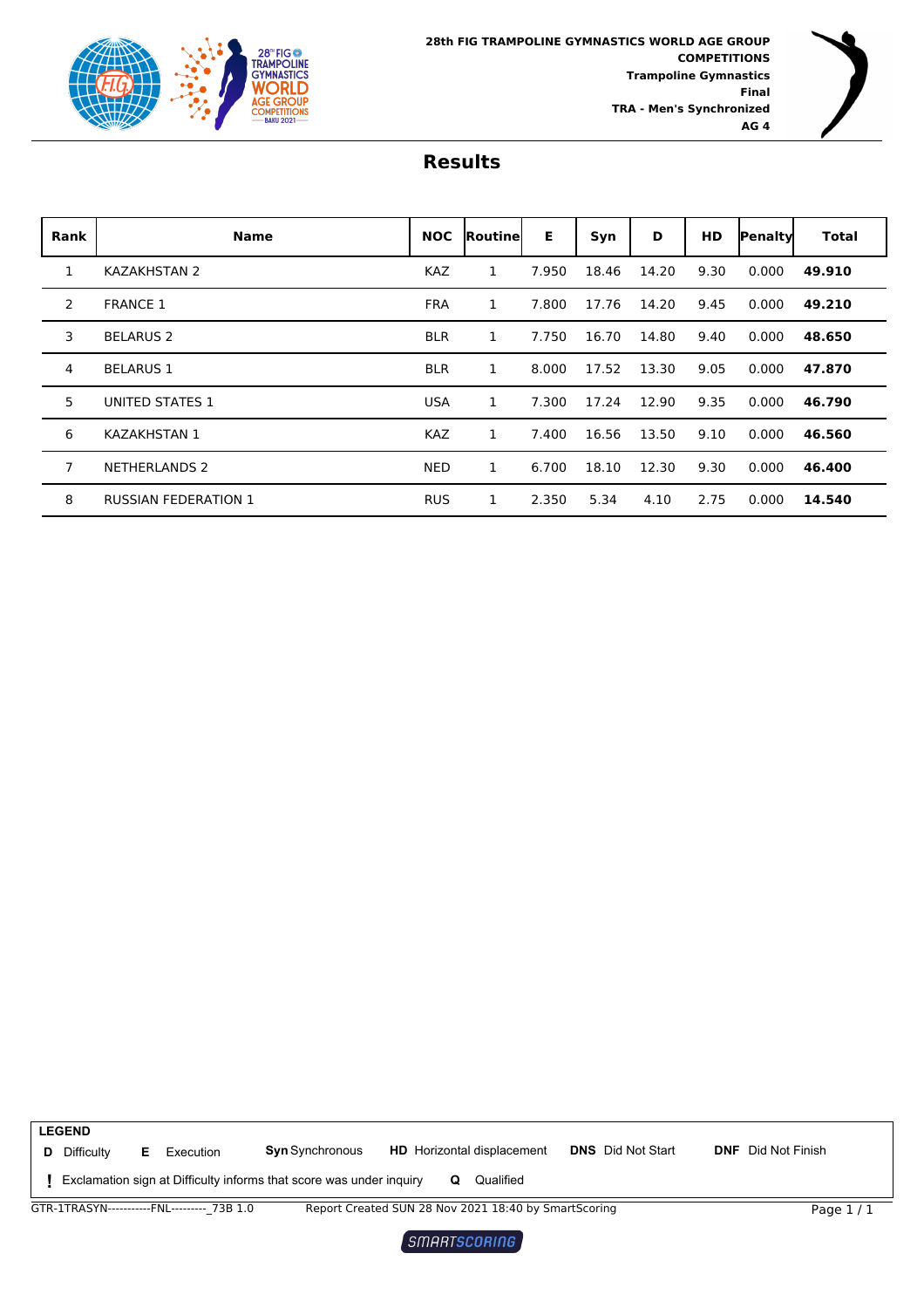**28th FIG TRAMPOLINE GYMNASTICS WORLD AGE GROUP COMPETITIONS**
**Trampoline Gymnastics**
**Final**
**TRA - Men's Synchronized**
**AG 4**

# Results

| Rank | Name | NOC | Routine | E | Syn | D | HD | Penalty | Total |
|---|---|---|---|---|---|---|---|---|---|
| 1 | KAZAKHSTAN 2 | KAZ | 1 | 7.950 | 18.46 | 14.20 | 9.30 | 0.000 | **49.910** |
| 2 | FRANCE 1 | FRA | 1 | 7.800 | 17.76 | 14.20 | 9.45 | 0.000 | **49.210** |
| 3 | BELARUS 2 | BLR | 1 | 7.750 | 16.70 | 14.80 | 9.40 | 0.000 | **48.650** |
| 4 | BELARUS 1 | BLR | 1 | 8.000 | 17.52 | 13.30 | 9.05 | 0.000 | **47.870** |
| 5 | UNITED STATES 1 | USA | 1 | 7.300 | 17.24 | 12.90 | 9.35 | 0.000 | **46.790** |
| 6 | KAZAKHSTAN 1 | KAZ | 1 | 7.400 | 16.56 | 13.50 | 9.10 | 0.000 | **46.560** |
| 7 | NETHERLANDS 2 | NED | 1 | 6.700 | 18.10 | 12.30 | 9.30 | 0.000 | **46.400** |
| 8 | RUSSIAN FEDERATION 1 | RUS | 1 | 2.350 | 5.34 | 4.10 | 2.75 | 0.000 | **14.540** |

**LEGEND**
**D** Difficulty **E** Execution **Syn** Synchronous **HD** Horizontal displacement **DNS** Did Not Start **DNF** Did Not Finish
**!** Exclamation sign at Difficulty informs that score was under inquiry **Q** Qualified

GTR-1TRASYN-----------FNL---------_73B 1.0 Report Created SUN 28 Nov 2021 18:40 by SmartScoring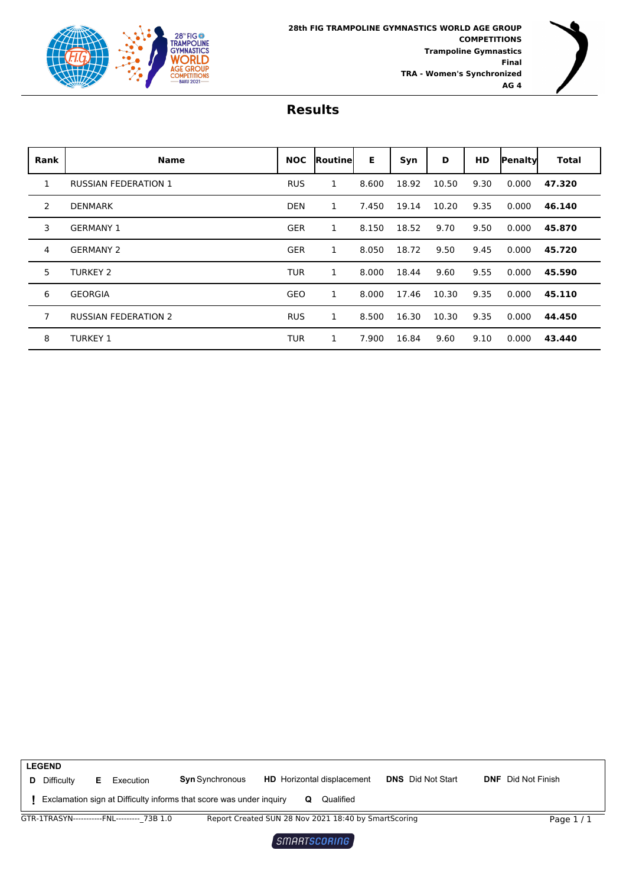28th FIG TRAMPOLINE GYMNASTICS WORLD AGE GROUP COMPETITIONS
**Trampoline Gymnastics**
**Final**
**TRA - Women's Synchronized**
**AG 4**

# Results

| Rank | Name | NOC | Routine | E | Syn | D | HD | Penalty | Total |
|---|---|---|---|---|---|---|---|---|---|
| 1 | RUSSIAN FEDERATION 1 | RUS | 1 | 8.600 | 18.92 | 10.50 | 9.30 | 0.000 | **47.320** |
| 2 | DENMARK | DEN | 1 | 7.450 | 19.14 | 10.20 | 9.35 | 0.000 | **46.140** |
| 3 | GERMANY 1 | GER | 1 | 8.150 | 18.52 | 9.70 | 9.50 | 0.000 | **45.870** |
| 4 | GERMANY 2 | GER | 1 | 8.050 | 18.72 | 9.50 | 9.45 | 0.000 | **45.720** |
| 5 | TURKEY 2 | TUR | 1 | 8.000 | 18.44 | 9.60 | 9.55 | 0.000 | **45.590** |
| 6 | GEORGIA | GEO | 1 | 8.000 | 17.46 | 10.30 | 9.35 | 0.000 | **45.110** |
| 7 | RUSSIAN FEDERATION 2 | RUS | 1 | 8.500 | 16.30 | 10.30 | 9.35 | 0.000 | **44.450** |
| 8 | TURKEY 1 | TUR | 1 | 7.900 | 16.84 | 9.60 | 9.10 | 0.000 | **43.440** |

**LEGEND**

**D** Difficulty **E** Execution **Syn** Synchronous **HD** Horizontal displacement **DNS** Did Not Start **DNF** Did Not Finish

**!** Exclamation sign at Difficulty informs that score was under inquiry **Q** Qualified

GTR-1TRASYN-----------FNL---------_73B 1.0 Report Created SUN 28 Nov 2021 18:40 by SmartScoring